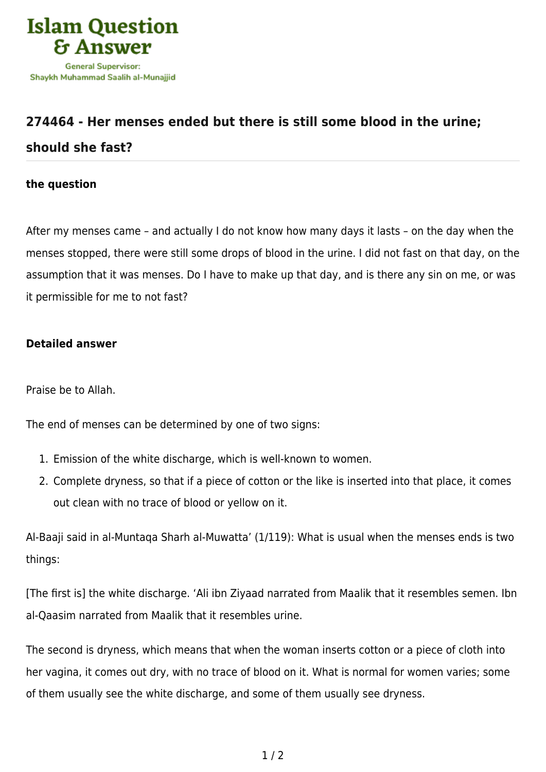# 274464 - Her menses ended but there is still some blood in the urine; should she fast?

### the question

After my menses came – and actually I do not know how many days it lasts – on the day when the menses stopped, there were still some drops of blood in the urine. I did not fast on that day, on the assumption that it was menses. Do I have to make up that day, and is there any sin on me, or was it permissible for me to not fast?

### Detailed answer

Praise be to Allah.

The end of menses can be determined by one of two signs:

1. Emission of the white discharge, which is well-known to women.
2. Complete dryness, so that if a piece of cotton or the like is inserted into that place, it comes out clean with no trace of blood or yellow on it.

Al-Baaji said in al-Muntaqa Sharh al-Muwatta' (1/119): What is usual when the menses ends is two things:

[The first is] the white discharge. 'Ali ibn Ziyaad narrated from Maalik that it resembles semen. Ibn al-Qaasim narrated from Maalik that it resembles urine.

The second is dryness, which means that when the woman inserts cotton or a piece of cloth into her vagina, it comes out dry, with no trace of blood on it. What is normal for women varies; some of them usually see the white discharge, and some of them usually see dryness.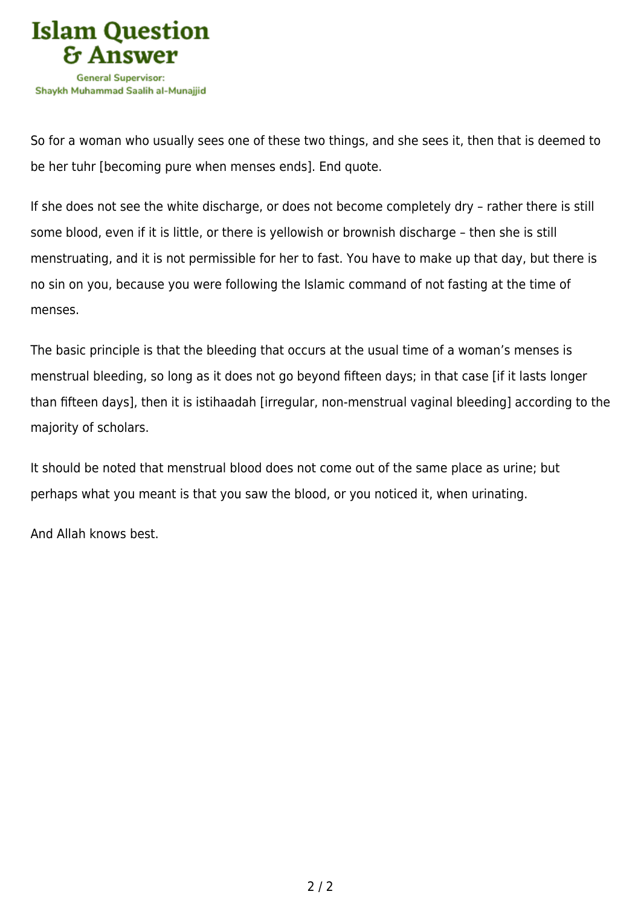So for a woman who usually sees one of these two things, and she sees it, then that is deemed to be her tuhr [becoming pure when menses ends]. End quote.

If she does not see the white discharge, or does not become completely dry – rather there is still some blood, even if it is little, or there is yellowish or brownish discharge – then she is still menstruating, and it is not permissible for her to fast. You have to make up that day, but there is no sin on you, because you were following the Islamic command of not fasting at the time of menses.

The basic principle is that the bleeding that occurs at the usual time of a woman's menses is menstrual bleeding, so long as it does not go beyond fifteen days; in that case [if it lasts longer than fifteen days], then it is istihaadah [irregular, non-menstrual vaginal bleeding] according to the majority of scholars.

It should be noted that menstrual blood does not come out of the same place as urine; but perhaps what you meant is that you saw the blood, or you noticed it, when urinating.

And Allah knows best.